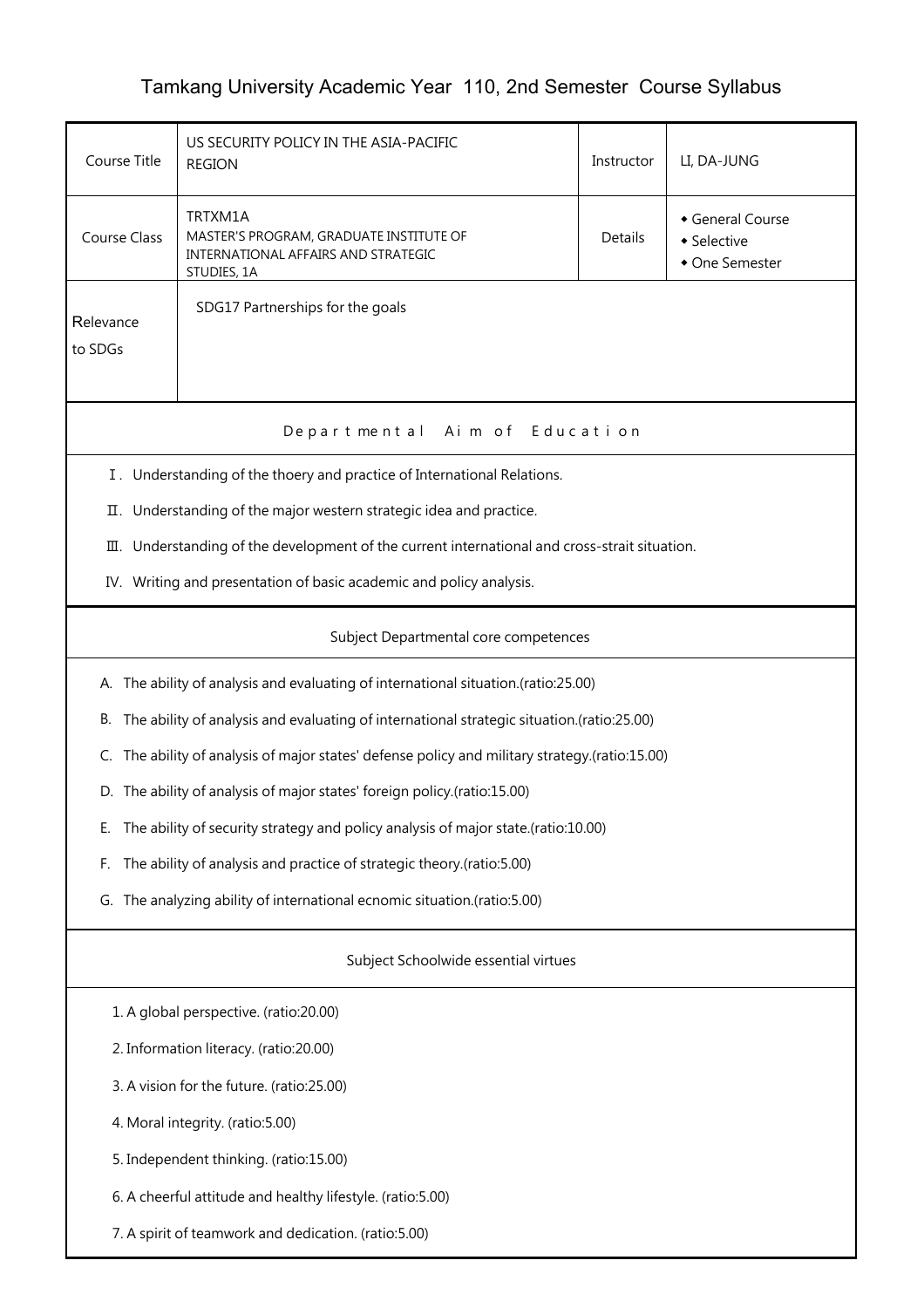# Tamkang University Academic Year 110, 2nd Semester Course Syllabus

| Course Title | US SECURITY POLICY IN THE ASIA-PACIFIC REGION | Instructor | LI, DA-JUNG |
|---|---|---|---|
| Course Class | TRTXM1A MASTER'S PROGRAM, GRADUATE INSTITUTE OF INTERNATIONAL AFFAIRS AND STRATEGIC STUDIES, 1A | Details | ◆ General Course ◆ Selective ◆ One Semester |
| Relevance to SDGs | SDG17 Partnerships for the goals | | |

## Departmental Aim of Education

Ⅰ. Understanding of the thoery and practice of International Relations.

Ⅱ. Understanding of the major western strategic idea and practice.

Ⅲ. Understanding of the development of the current international and cross-strait situation.

IV. Writing and presentation of basic academic and policy analysis.

## Subject Departmental core competences

A. The ability of analysis and evaluating of international situation.(ratio:25.00)

B. The ability of analysis and evaluating of international strategic situation.(ratio:25.00)

C. The ability of analysis of major states' defense policy and military strategy.(ratio:15.00)

D. The ability of analysis of major states' foreign policy.(ratio:15.00)

E. The ability of security strategy and policy analysis of major state.(ratio:10.00)

F. The ability of analysis and practice of strategic theory.(ratio:5.00)

G. The analyzing ability of international ecnomic situation.(ratio:5.00)

## Subject Schoolwide essential virtues

1. A global perspective. (ratio:20.00)
2. Information literacy. (ratio:20.00)
3. A vision for the future. (ratio:25.00)
4. Moral integrity. (ratio:5.00)
5. Independent thinking. (ratio:15.00)
6. A cheerful attitude and healthy lifestyle. (ratio:5.00)
7. A spirit of teamwork and dedication. (ratio:5.00)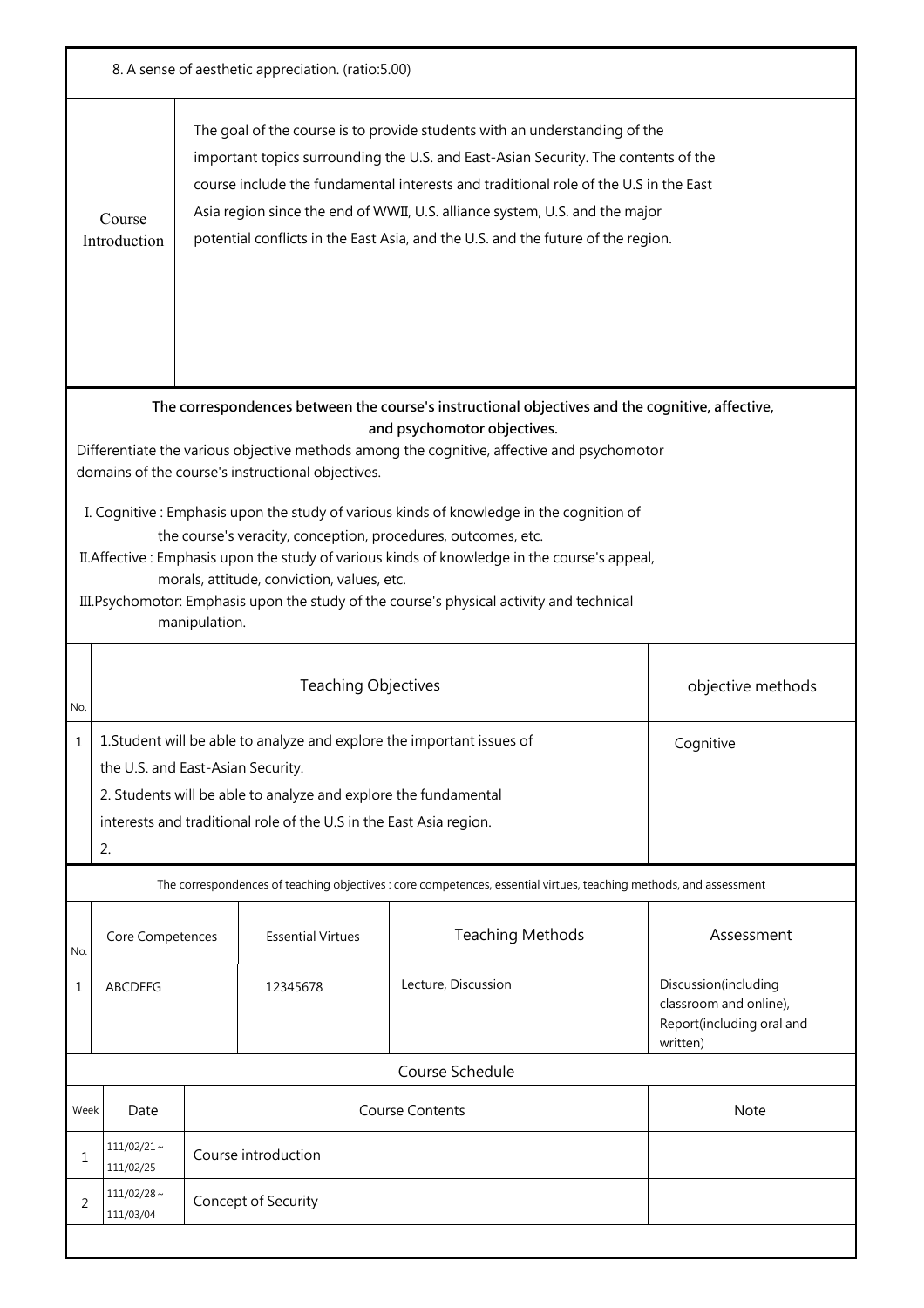8. A sense of aesthetic appreciation. (ratio:5.00)

| Course Introduction | The goal of the course is to provide students with an understanding of the important topics surrounding the U.S. and East-Asian Security. The contents of the course include the fundamental interests and traditional role of the U.S in the East Asia region since the end of WWII, U.S. alliance system, U.S. and the major potential conflicts in the East Asia, and the U.S. and the future of the region. |
|---|---|

**The correspondences between the course's instructional objectives and the cognitive, affective, and psychomotor objectives.**

Differentiate the various objective methods among the cognitive, affective and psychomotor domains of the course's instructional objectives.

I. Cognitive : Emphasis upon the study of various kinds of knowledge in the cognition of the course's veracity, conception, procedures, outcomes, etc.

II.Affective : Emphasis upon the study of various kinds of knowledge in the course's appeal, morals, attitude, conviction, values, etc.

III.Psychomotor: Emphasis upon the study of the course's physical activity and technical manipulation.

| No. | Teaching Objectives | objective methods |
|---|---|---|
| 1 | 1.Student will be able to analyze and explore the important issues of the U.S. and East-Asian Security.<br>2. Students will be able to analyze and explore the fundamental interests and traditional role of the U.S in the East Asia region.<br>2. | Cognitive |

The correspondences of teaching objectives : core competences, essential virtues, teaching methods, and assessment

| No. | Core Competences | Essential Virtues | Teaching Methods | Assessment |
|---|---|---|---|---|
| 1 | ABCDEFG | 12345678 | Lecture, Discussion | Discussion(including classroom and online), Report(including oral and written) |

Course Schedule

| Week | Date | Course Contents | Note |
|---|---|---|---|
| 1 | 111/02/21～111/02/25 | Course introduction | |
| 2 | 111/02/28～111/03/04 | Concept of Security | |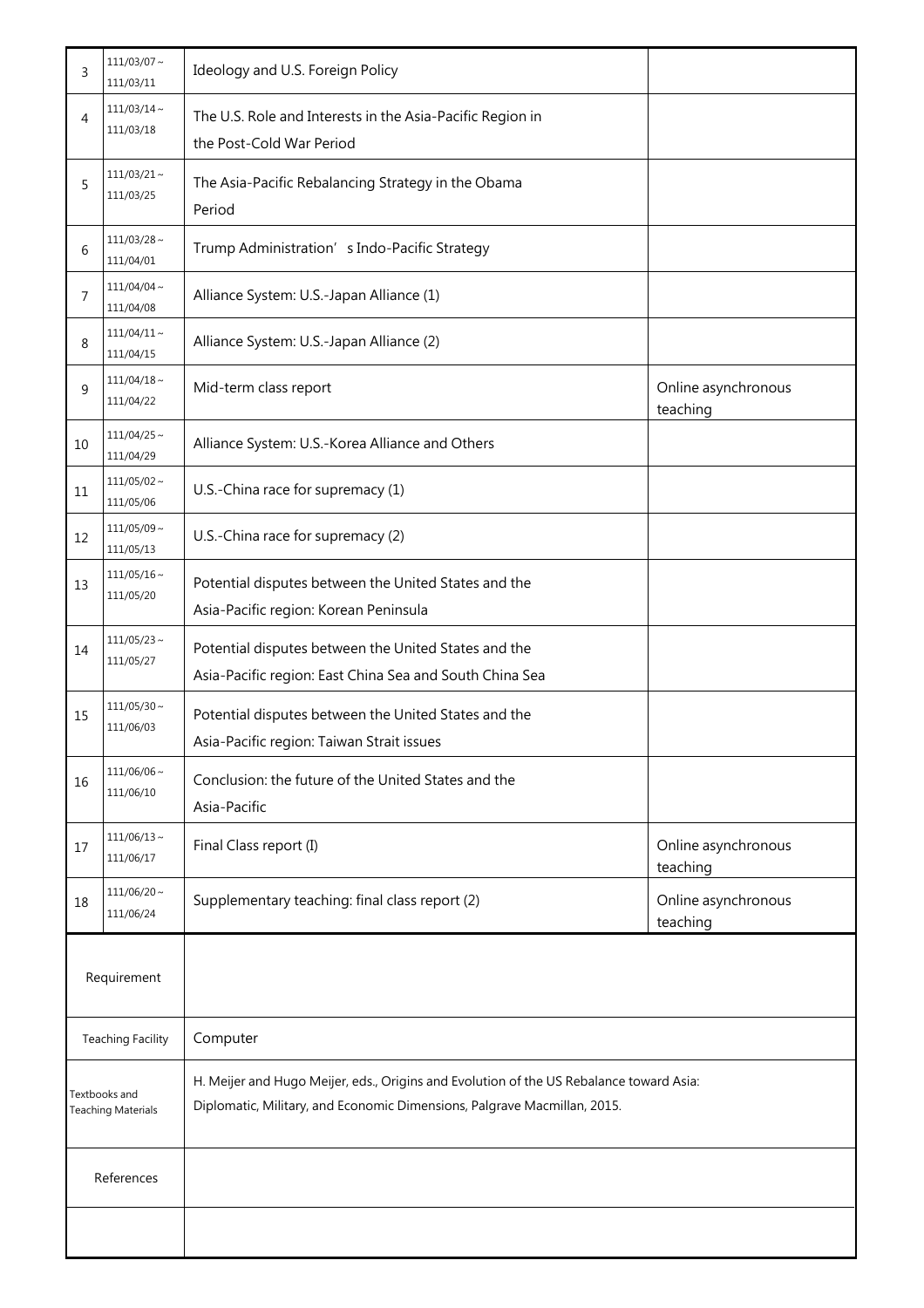| | | | |
|---|---|---|---|
| 3 | 111/03/07～111/03/11 | Ideology and U.S. Foreign Policy | |
| 4 | 111/03/14～111/03/18 | The U.S. Role and Interests in the Asia-Pacific Region in the Post-Cold War Period | |
| 5 | 111/03/21～111/03/25 | The Asia-Pacific Rebalancing Strategy in the Obama Period | |
| 6 | 111/03/28～111/04/01 | Trump Administration' s Indo-Pacific Strategy | |
| 7 | 111/04/04～111/04/08 | Alliance System: U.S.-Japan Alliance (1) | |
| 8 | 111/04/11～111/04/15 | Alliance System: U.S.-Japan Alliance (2) | |
| 9 | 111/04/18～111/04/22 | Mid-term class report | Online asynchronous teaching |
| 10 | 111/04/25～111/04/29 | Alliance System: U.S.-Korea Alliance and Others | |
| 11 | 111/05/02～111/05/06 | U.S.-China race for supremacy (1) | |
| 12 | 111/05/09～111/05/13 | U.S.-China race for supremacy (2) | |
| 13 | 111/05/16～111/05/20 | Potential disputes between the United States and the Asia-Pacific region: Korean Peninsula | |
| 14 | 111/05/23～111/05/27 | Potential disputes between the United States and the Asia-Pacific region: East China Sea and South China Sea | |
| 15 | 111/05/30～111/06/03 | Potential disputes between the United States and the Asia-Pacific region: Taiwan Strait issues | |
| 16 | 111/06/06～111/06/10 | Conclusion: the future of the United States and the Asia-Pacific | |
| 17 | 111/06/13～111/06/17 | Final Class report (I) | Online asynchronous teaching |
| 18 | 111/06/20～111/06/24 | Supplementary teaching: final class report (2) | Online asynchronous teaching |

| | |
|---|---|
| Requirement | |
| Teaching Facility | Computer |
| Textbooks and Teaching Materials | H. Meijer and Hugo Meijer, eds., Origins and Evolution of the US Rebalance toward Asia: Diplomatic, Military, and Economic Dimensions, Palgrave Macmillan, 2015. |
| References | |
| | |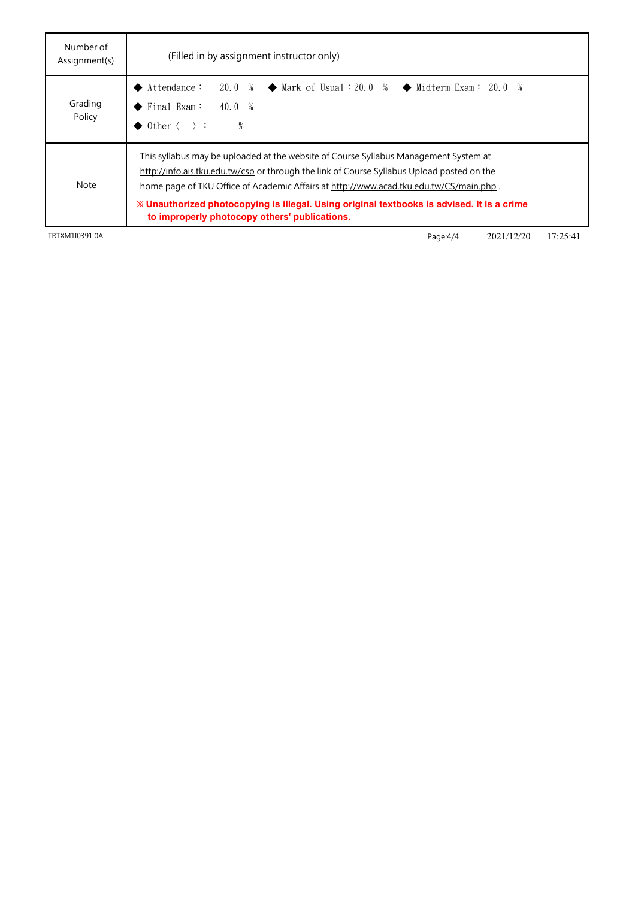| | |
|---|---|
| Number of Assignment(s) | (Filled in by assignment instructor only) |
| Grading Policy | ◆ Attendance： 20.0 % ◆ Mark of Usual：20.0 % ◆ Midterm Exam： 20.0 %<br>◆ Final Exam： 40.0 %<br>◆ Other〈 〉： % |
| Note | This syllabus may be uploaded at the website of Course Syllabus Management System at http://info.ais.tku.edu.tw/csp or through the link of Course Syllabus Upload posted on the home page of TKU Office of Academic Affairs at http://www.acad.tku.edu.tw/CS/main.php .<br>**※ Unauthorized photocopying is illegal. Using original textbooks is advised. It is a crime to improperly photocopy others' publications.** |

TRTXM1I0391 0A 2021/12/20 17:25:41